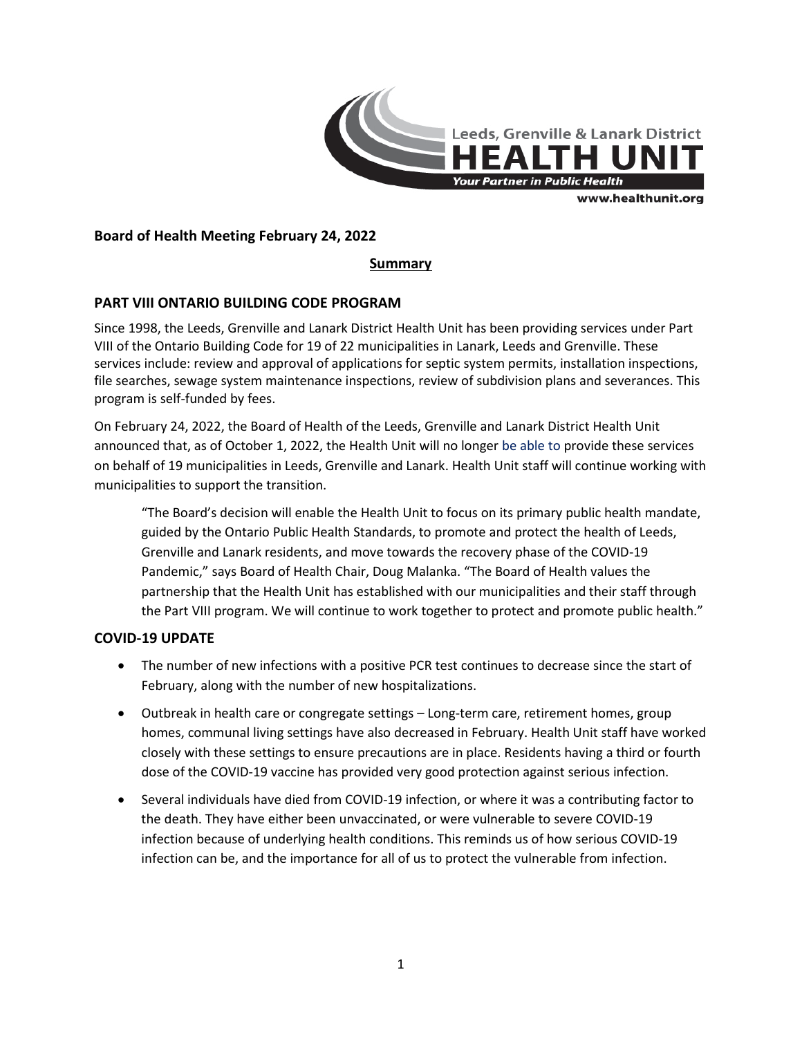Leeds, Grenville & Lanark District

**HEALTH UNIT**

*Your Partner in Public Health*

www.healthunit.org

## Board of Health Meeting February 24, 2022

**Summary**

### PART VIII ONTARIO BUILDING CODE PROGRAM

Since 1998, the Leeds, Grenville and Lanark District Health Unit has been providing services under Part VIII of the Ontario Building Code for 19 of 22 municipalities in Lanark, Leeds and Grenville. These services include: review and approval of applications for septic system permits, installation inspections, file searches, sewage system maintenance inspections, review of subdivision plans and severances. This program is self-funded by fees.

On February 24, 2022, the Board of Health of the Leeds, Grenville and Lanark District Health Unit announced that, as of October 1, 2022, the Health Unit will no longer be able to provide these services on behalf of 19 municipalities in Leeds, Grenville and Lanark. Health Unit staff will continue working with municipalities to support the transition.

> "The Board's decision will enable the Health Unit to focus on its primary public health mandate, guided by the Ontario Public Health Standards, to promote and protect the health of Leeds, Grenville and Lanark residents, and move towards the recovery phase of the COVID-19 Pandemic," says Board of Health Chair, Doug Malanka. "The Board of Health values the partnership that the Health Unit has established with our municipalities and their staff through the Part VIII program. We will continue to work together to protect and promote public health."

### COVID-19 UPDATE

- The number of new infections with a positive PCR test continues to decrease since the start of February, along with the number of new hospitalizations.
- Outbreak in health care or congregate settings – Long-term care, retirement homes, group homes, communal living settings have also decreased in February. Health Unit staff have worked closely with these settings to ensure precautions are in place. Residents having a third or fourth dose of the COVID-19 vaccine has provided very good protection against serious infection.
- Several individuals have died from COVID-19 infection, or where it was a contributing factor to the death. They have either been unvaccinated, or were vulnerable to severe COVID-19 infection because of underlying health conditions. This reminds us of how serious COVID-19 infection can be, and the importance for all of us to protect the vulnerable from infection.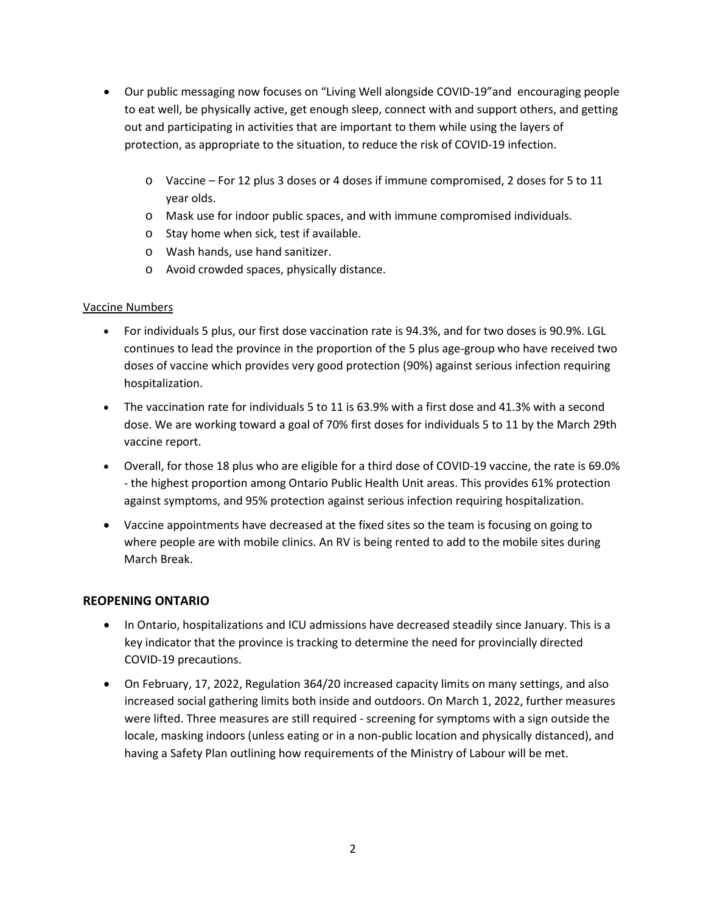- Our public messaging now focuses on "Living Well alongside COVID-19"and encouraging people to eat well, be physically active, get enough sleep, connect with and support others, and getting out and participating in activities that are important to them while using the layers of protection, as appropriate to the situation, to reduce the risk of COVID-19 infection.
  - Vaccine – For 12 plus 3 doses or 4 doses if immune compromised, 2 doses for 5 to 11 year olds.
  - Mask use for indoor public spaces, and with immune compromised individuals.
  - Stay home when sick, test if available.
  - Wash hands, use hand sanitizer.
  - Avoid crowded spaces, physically distance.

Vaccine Numbers

- For individuals 5 plus, our first dose vaccination rate is 94.3%, and for two doses is 90.9%. LGL continues to lead the province in the proportion of the 5 plus age-group who have received two doses of vaccine which provides very good protection (90%) against serious infection requiring hospitalization.
- The vaccination rate for individuals 5 to 11 is 63.9% with a first dose and 41.3% with a second dose. We are working toward a goal of 70% first doses for individuals 5 to 11 by the March 29th vaccine report.
- Overall, for those 18 plus who are eligible for a third dose of COVID-19 vaccine, the rate is 69.0% - the highest proportion among Ontario Public Health Unit areas. This provides 61% protection against symptoms, and 95% protection against serious infection requiring hospitalization.
- Vaccine appointments have decreased at the fixed sites so the team is focusing on going to where people are with mobile clinics. An RV is being rented to add to the mobile sites during March Break.

## REOPENING ONTARIO

- In Ontario, hospitalizations and ICU admissions have decreased steadily since January. This is a key indicator that the province is tracking to determine the need for provincially directed COVID-19 precautions.
- On February, 17, 2022, Regulation 364/20 increased capacity limits on many settings, and also increased social gathering limits both inside and outdoors. On March 1, 2022, further measures were lifted. Three measures are still required - screening for symptoms with a sign outside the locale, masking indoors (unless eating or in a non-public location and physically distanced), and having a Safety Plan outlining how requirements of the Ministry of Labour will be met.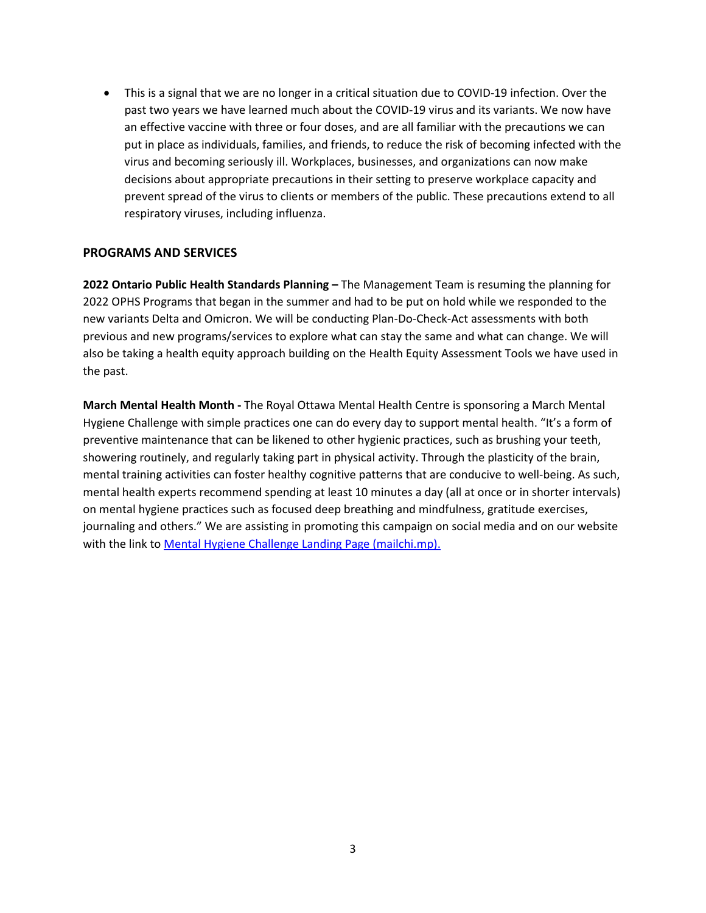- This is a signal that we are no longer in a critical situation due to COVID-19 infection. Over the past two years we have learned much about the COVID-19 virus and its variants. We now have an effective vaccine with three or four doses, and are all familiar with the precautions we can put in place as individuals, families, and friends, to reduce the risk of becoming infected with the virus and becoming seriously ill. Workplaces, businesses, and organizations can now make decisions about appropriate precautions in their setting to preserve workplace capacity and prevent spread of the virus to clients or members of the public. These precautions extend to all respiratory viruses, including influenza.

## PROGRAMS AND SERVICES

**2022 Ontario Public Health Standards Planning –** The Management Team is resuming the planning for 2022 OPHS Programs that began in the summer and had to be put on hold while we responded to the new variants Delta and Omicron. We will be conducting Plan-Do-Check-Act assessments with both previous and new programs/services to explore what can stay the same and what can change. We will also be taking a health equity approach building on the Health Equity Assessment Tools we have used in the past.

**March Mental Health Month -** The Royal Ottawa Mental Health Centre is sponsoring a March Mental Hygiene Challenge with simple practices one can do every day to support mental health. "It's a form of preventive maintenance that can be likened to other hygienic practices, such as brushing your teeth, showering routinely, and regularly taking part in physical activity. Through the plasticity of the brain, mental training activities can foster healthy cognitive patterns that are conducive to well-being. As such, mental health experts recommend spending at least 10 minutes a day (all at once or in shorter intervals) on mental hygiene practices such as focused deep breathing and mindfulness, gratitude exercises, journaling and others." We are assisting in promoting this campaign on social media and on our website with the link to [Mental Hygiene Challenge Landing Page (mailchi.mp).]